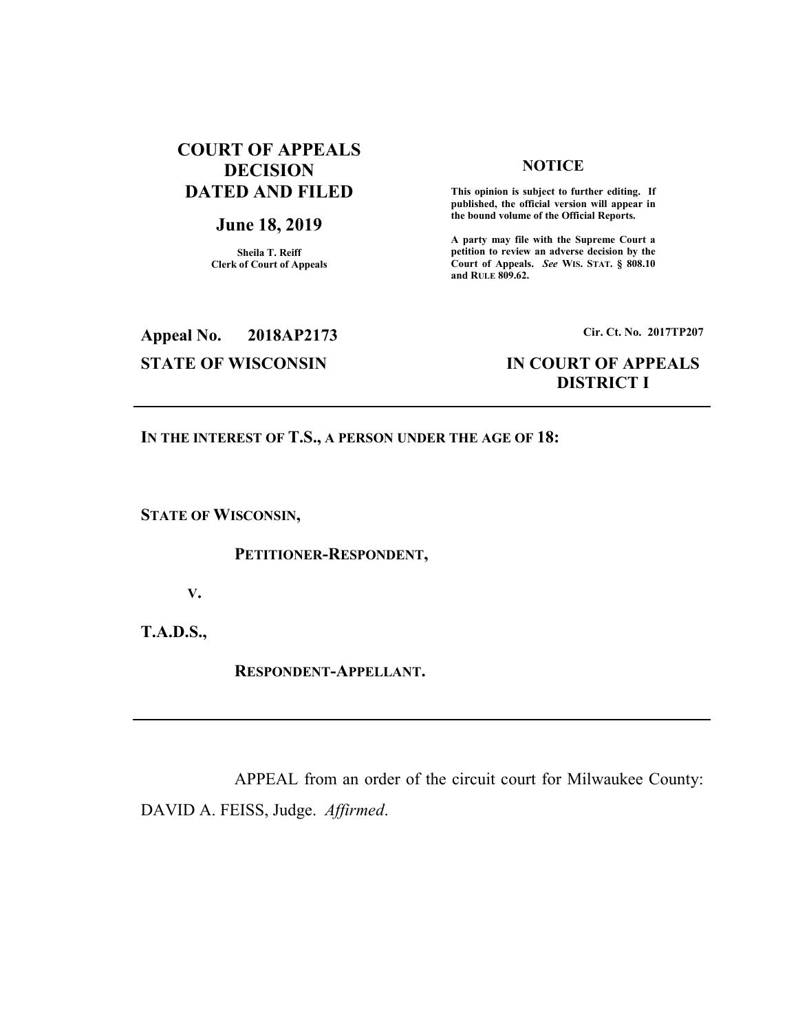**COURT OF APPEALS DECISION DATED AND FILED**

**June 18, 2019**

**Sheila T. Reiff**
**Clerk of Court of Appeals**

**NOTICE**

**This opinion is subject to further editing. If published, the official version will appear in the bound volume of the Official Reports.**

**A party may file with the Supreme Court a petition to review an adverse decision by the Court of Appeals. *See* WIS. STAT. § 808.10 and RULE 809.62.**

**Appeal No. 2018AP2173**

**Cir. Ct. No. 2017TP207**

**STATE OF WISCONSIN**

**IN COURT OF APPEALS DISTRICT I**

---

**IN THE INTEREST OF T.S., A PERSON UNDER THE AGE OF 18:**

**STATE OF WISCONSIN,**

**PETITIONER-RESPONDENT,**

**V.**

**T.A.D.S.,**

**RESPONDENT-APPELLANT.**

---

APPEAL from an order of the circuit court for Milwaukee County: DAVID A. FEISS, Judge. *Affirmed*.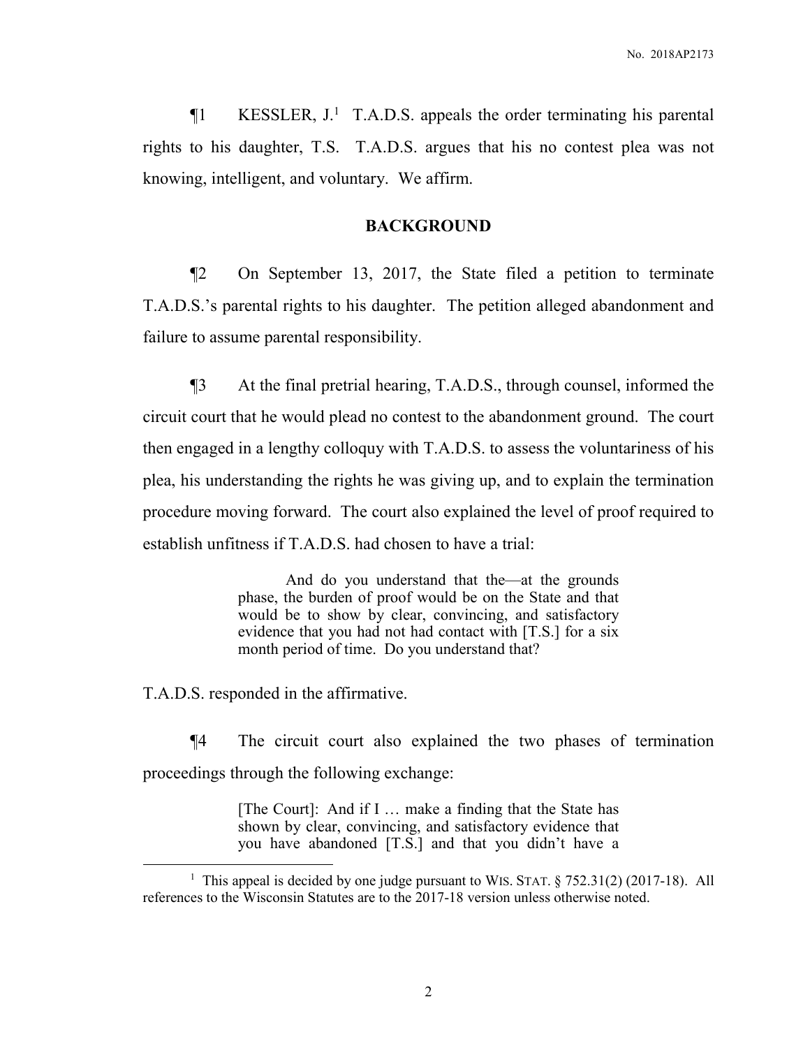¶1 KESSLER, J.[1] T.A.D.S. appeals the order terminating his parental rights to his daughter, T.S. T.A.D.S. argues that his no contest plea was not knowing, intelligent, and voluntary. We affirm.

## BACKGROUND

¶2 On September 13, 2017, the State filed a petition to terminate T.A.D.S.'s parental rights to his daughter. The petition alleged abandonment and failure to assume parental responsibility.

¶3 At the final pretrial hearing, T.A.D.S., through counsel, informed the circuit court that he would plead no contest to the abandonment ground. The court then engaged in a lengthy colloquy with T.A.D.S. to assess the voluntariness of his plea, his understanding the rights he was giving up, and to explain the termination procedure moving forward. The court also explained the level of proof required to establish unfitness if T.A.D.S. had chosen to have a trial:

> And do you understand that the—at the grounds phase, the burden of proof would be on the State and that would be to show by clear, convincing, and satisfactory evidence that you had not had contact with [T.S.] for a six month period of time. Do you understand that?

T.A.D.S. responded in the affirmative.

¶4 The circuit court also explained the two phases of termination proceedings through the following exchange:

> [The Court]: And if I … make a finding that the State has shown by clear, convincing, and satisfactory evidence that you have abandoned [T.S.] and that you didn't have a

---

[1] This appeal is decided by one judge pursuant to WIS. STAT. § 752.31(2) (2017-18). All references to the Wisconsin Statutes are to the 2017-18 version unless otherwise noted.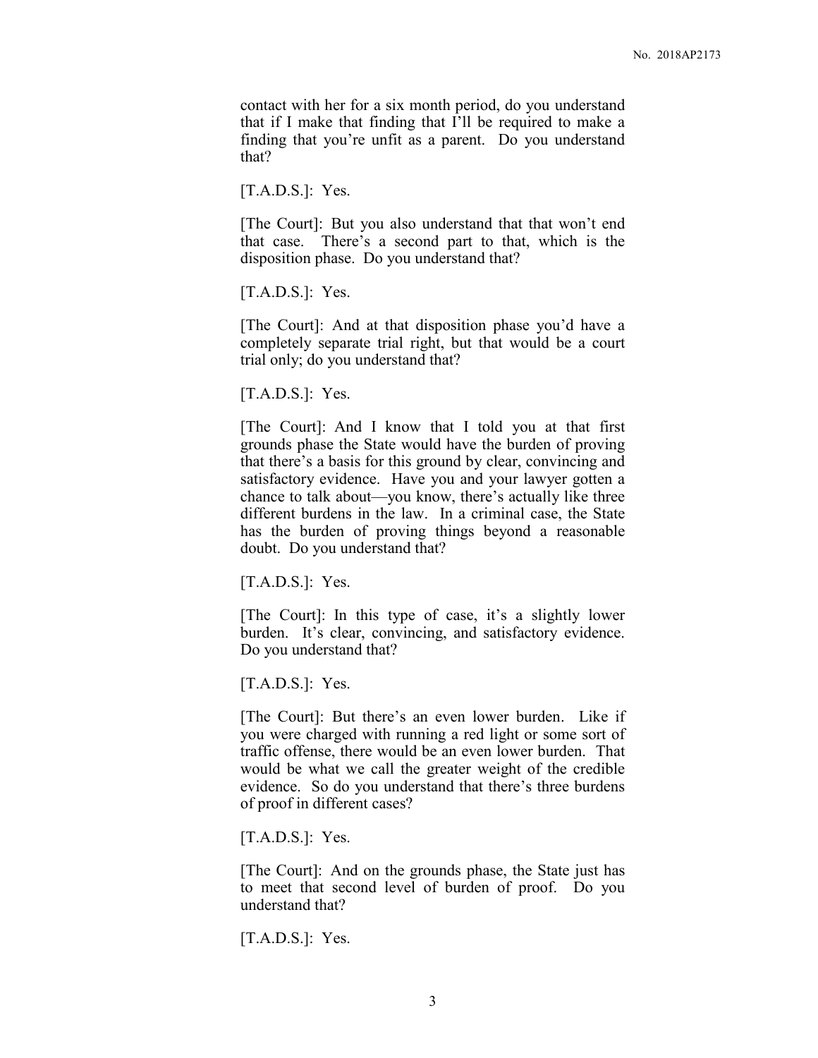contact with her for a six month period, do you understand that if I make that finding that I'll be required to make a finding that you're unfit as a parent. Do you understand that?

[T.A.D.S.]: Yes.

[The Court]: But you also understand that that won't end that case. There's a second part to that, which is the disposition phase. Do you understand that?

[T.A.D.S.]: Yes.

[The Court]: And at that disposition phase you'd have a completely separate trial right, but that would be a court trial only; do you understand that?

[T.A.D.S.]: Yes.

[The Court]: And I know that I told you at that first grounds phase the State would have the burden of proving that there's a basis for this ground by clear, convincing and satisfactory evidence. Have you and your lawyer gotten a chance to talk about—you know, there's actually like three different burdens in the law. In a criminal case, the State has the burden of proving things beyond a reasonable doubt. Do you understand that?

[T.A.D.S.]: Yes.

[The Court]: In this type of case, it's a slightly lower burden. It's clear, convincing, and satisfactory evidence. Do you understand that?

[T.A.D.S.]: Yes.

[The Court]: But there's an even lower burden. Like if you were charged with running a red light or some sort of traffic offense, there would be an even lower burden. That would be what we call the greater weight of the credible evidence. So do you understand that there's three burdens of proof in different cases?

[T.A.D.S.]: Yes.

[The Court]: And on the grounds phase, the State just has to meet that second level of burden of proof. Do you understand that?

[T.A.D.S.]: Yes.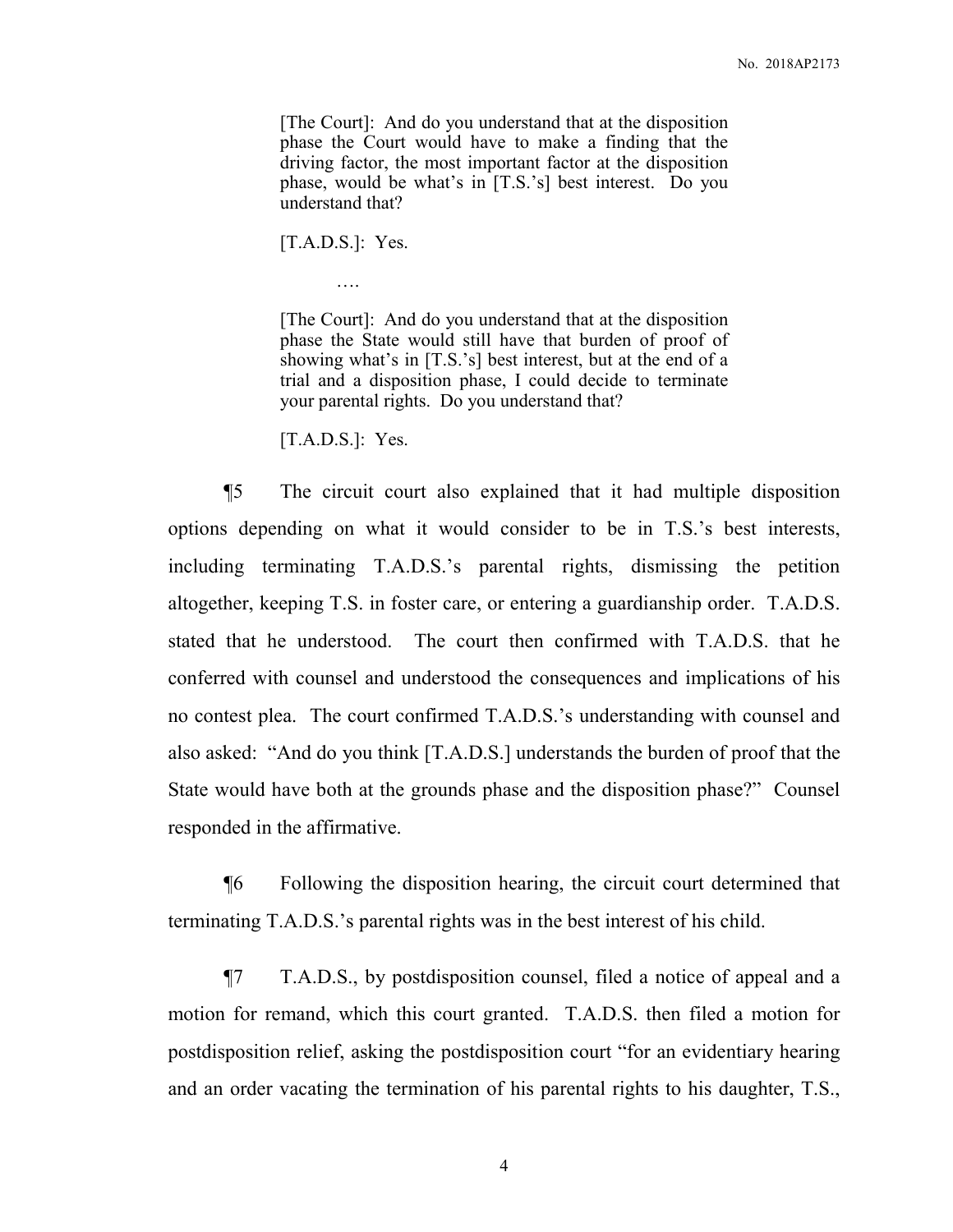> [The Court]: And do you understand that at the disposition phase the Court would have to make a finding that the driving factor, the most important factor at the disposition phase, would be what's in [T.S.'s] best interest. Do you understand that?
>
> [T.A.D.S.]: Yes.
>
> ….
>
> [The Court]: And do you understand that at the disposition phase the State would still have that burden of proof of showing what's in [T.S.'s] best interest, but at the end of a trial and a disposition phase, I could decide to terminate your parental rights. Do you understand that?
>
> [T.A.D.S.]: Yes.

¶5 The circuit court also explained that it had multiple disposition options depending on what it would consider to be in T.S.'s best interests, including terminating T.A.D.S.'s parental rights, dismissing the petition altogether, keeping T.S. in foster care, or entering a guardianship order. T.A.D.S. stated that he understood. The court then confirmed with T.A.D.S. that he conferred with counsel and understood the consequences and implications of his no contest plea. The court confirmed T.A.D.S.'s understanding with counsel and also asked: "And do you think [T.A.D.S.] understands the burden of proof that the State would have both at the grounds phase and the disposition phase?" Counsel responded in the affirmative.

¶6 Following the disposition hearing, the circuit court determined that terminating T.A.D.S.'s parental rights was in the best interest of his child.

¶7 T.A.D.S., by postdisposition counsel, filed a notice of appeal and a motion for remand, which this court granted. T.A.D.S. then filed a motion for postdisposition relief, asking the postdisposition court "for an evidentiary hearing and an order vacating the termination of his parental rights to his daughter, T.S.,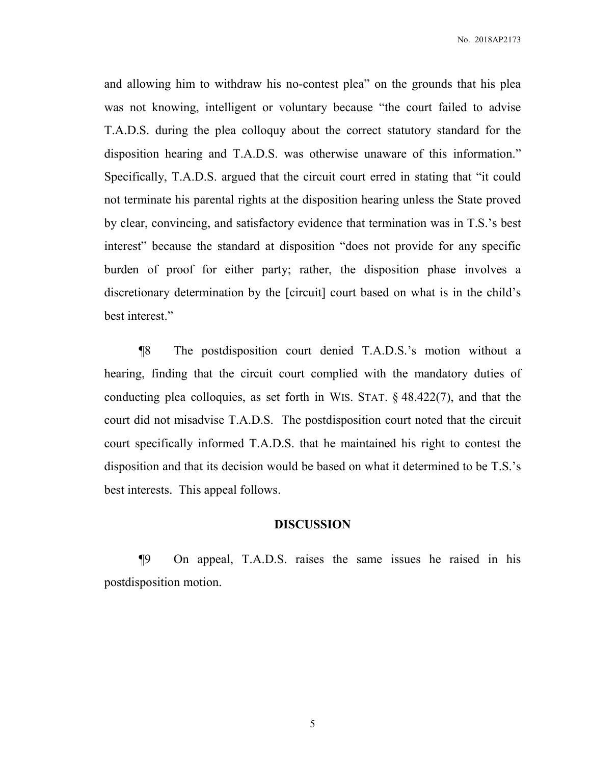and allowing him to withdraw his no-contest plea" on the grounds that his plea was not knowing, intelligent or voluntary because "the court failed to advise T.A.D.S. during the plea colloquy about the correct statutory standard for the disposition hearing and T.A.D.S. was otherwise unaware of this information." Specifically, T.A.D.S. argued that the circuit court erred in stating that "it could not terminate his parental rights at the disposition hearing unless the State proved by clear, convincing, and satisfactory evidence that termination was in T.S.'s best interest" because the standard at disposition "does not provide for any specific burden of proof for either party; rather, the disposition phase involves a discretionary determination by the [circuit] court based on what is in the child's best interest."

¶8 The postdisposition court denied T.A.D.S.'s motion without a hearing, finding that the circuit court complied with the mandatory duties of conducting plea colloquies, as set forth in WIS. STAT. § 48.422(7), and that the court did not misadvise T.A.D.S. The postdisposition court noted that the circuit court specifically informed T.A.D.S. that he maintained his right to contest the disposition and that its decision would be based on what it determined to be T.S.'s best interests. This appeal follows.

## DISCUSSION

¶9 On appeal, T.A.D.S. raises the same issues he raised in his postdisposition motion.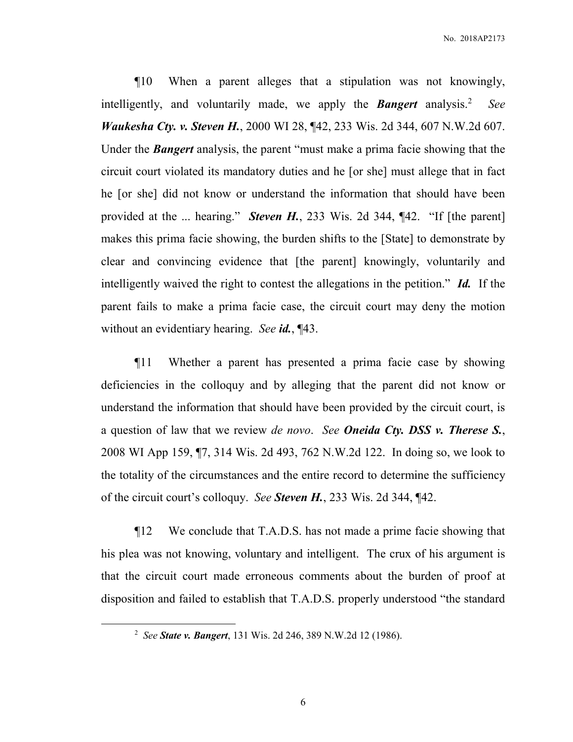¶10 When a parent alleges that a stipulation was not knowingly, intelligently, and voluntarily made, we apply the ***Bangert*** analysis.[2] *See* ***Waukesha Cty. v. Steven H.***, 2000 WI 28, ¶42, 233 Wis. 2d 344, 607 N.W.2d 607. Under the ***Bangert*** analysis, the parent "must make a prima facie showing that the circuit court violated its mandatory duties and he [or she] must allege that in fact he [or she] did not know or understand the information that should have been provided at the ... hearing." ***Steven H.***, 233 Wis. 2d 344, ¶42. "If [the parent] makes this prima facie showing, the burden shifts to the [State] to demonstrate by clear and convincing evidence that [the parent] knowingly, voluntarily and intelligently waived the right to contest the allegations in the petition." ***Id.*** If the parent fails to make a prima facie case, the circuit court may deny the motion without an evidentiary hearing. *See* ***id.***, ¶43.

¶11 Whether a parent has presented a prima facie case by showing deficiencies in the colloquy and by alleging that the parent did not know or understand the information that should have been provided by the circuit court, is a question of law that we review *de novo*. *See* ***Oneida Cty. DSS v. Therese S.***, 2008 WI App 159, ¶7, 314 Wis. 2d 493, 762 N.W.2d 122. In doing so, we look to the totality of the circumstances and the entire record to determine the sufficiency of the circuit court's colloquy. *See* ***Steven H.***, 233 Wis. 2d 344, ¶42.

¶12 We conclude that T.A.D.S. has not made a prime facie showing that his plea was not knowing, voluntary and intelligent. The crux of his argument is that the circuit court made erroneous comments about the burden of proof at disposition and failed to establish that T.A.D.S. properly understood "the standard

---

[2] *See* ***State v. Bangert***, 131 Wis. 2d 246, 389 N.W.2d 12 (1986).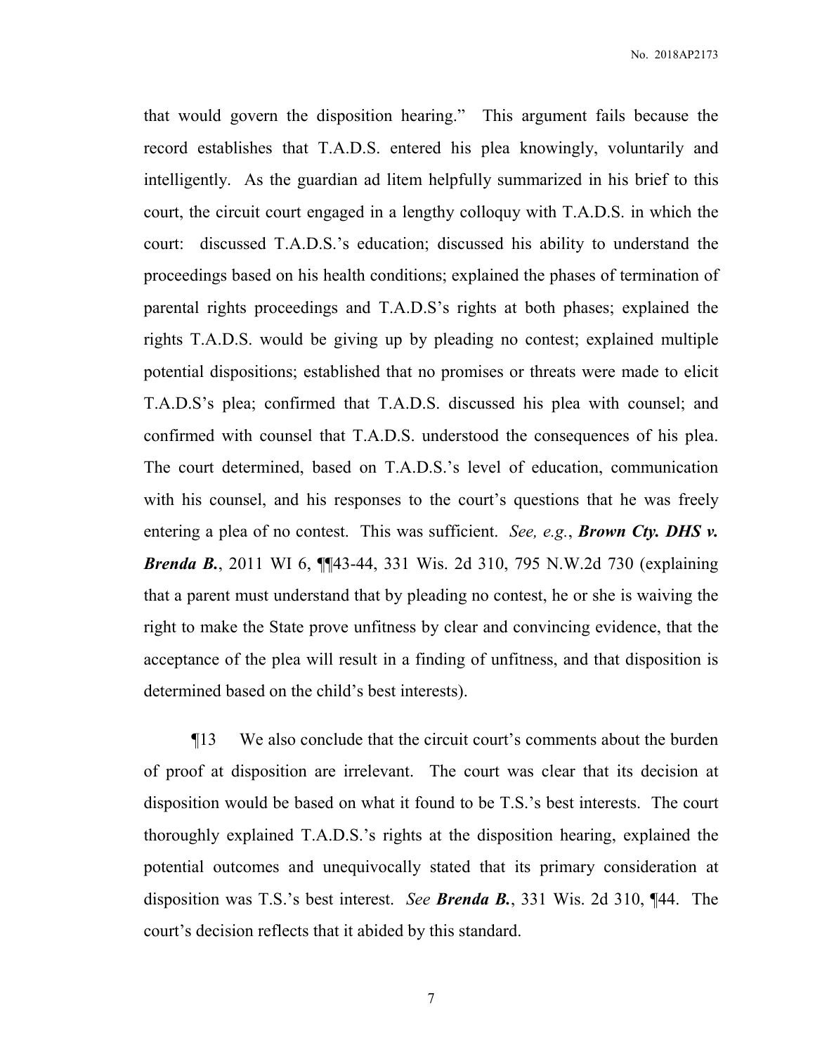that would govern the disposition hearing." This argument fails because the record establishes that T.A.D.S. entered his plea knowingly, voluntarily and intelligently. As the guardian ad litem helpfully summarized in his brief to this court, the circuit court engaged in a lengthy colloquy with T.A.D.S. in which the court: discussed T.A.D.S.'s education; discussed his ability to understand the proceedings based on his health conditions; explained the phases of termination of parental rights proceedings and T.A.D.S's rights at both phases; explained the rights T.A.D.S. would be giving up by pleading no contest; explained multiple potential dispositions; established that no promises or threats were made to elicit T.A.D.S's plea; confirmed that T.A.D.S. discussed his plea with counsel; and confirmed with counsel that T.A.D.S. understood the consequences of his plea. The court determined, based on T.A.D.S.'s level of education, communication with his counsel, and his responses to the court's questions that he was freely entering a plea of no contest. This was sufficient. *See, e.g.*, ***Brown Cty. DHS v. Brenda B.***, 2011 WI 6, ¶¶43-44, 331 Wis. 2d 310, 795 N.W.2d 730 (explaining that a parent must understand that by pleading no contest, he or she is waiving the right to make the State prove unfitness by clear and convincing evidence, that the acceptance of the plea will result in a finding of unfitness, and that disposition is determined based on the child's best interests).

¶13 We also conclude that the circuit court's comments about the burden of proof at disposition are irrelevant. The court was clear that its decision at disposition would be based on what it found to be T.S.'s best interests. The court thoroughly explained T.A.D.S.'s rights at the disposition hearing, explained the potential outcomes and unequivocally stated that its primary consideration at disposition was T.S.'s best interest. *See* ***Brenda B.***, 331 Wis. 2d 310, ¶44. The court's decision reflects that it abided by this standard.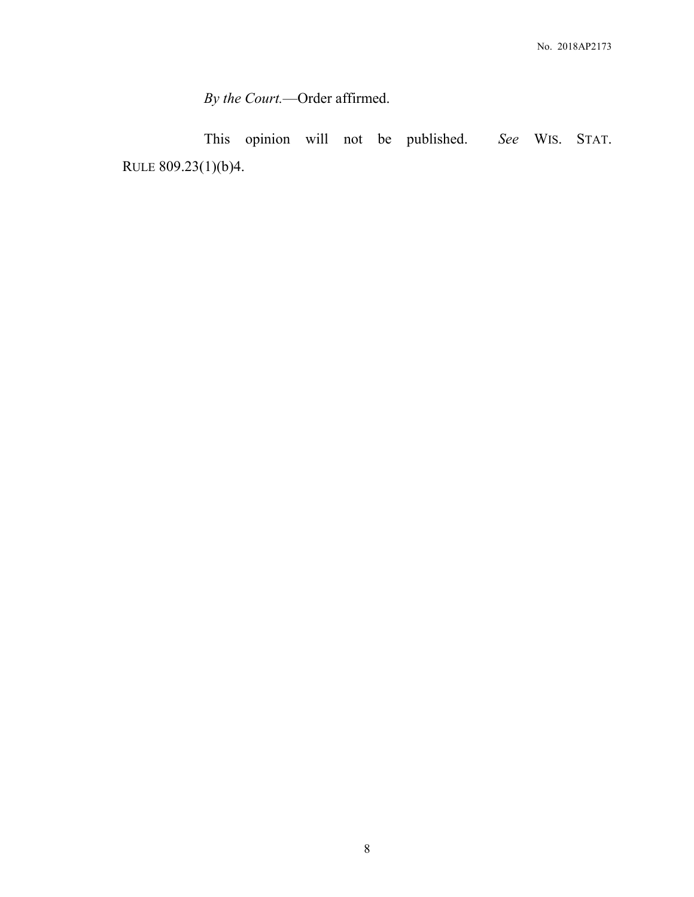*By the Court.*—Order affirmed.

This opinion will not be published. *See* WIS. STAT. RULE 809.23(1)(b)4.